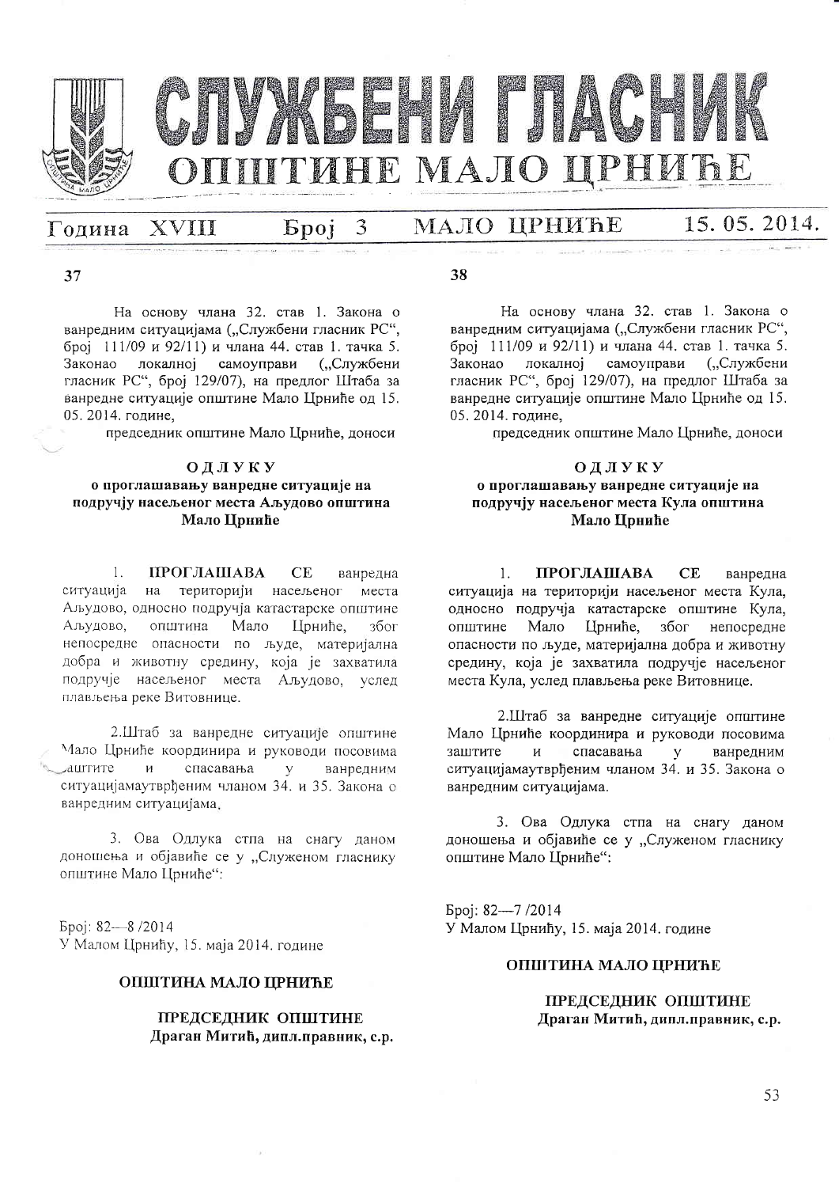# СЛУЖБЕНИ ГЛАСНИК ОПШТИНЕ МАЛО ЦРНИЋЕ

Година XVIII Број 3 МАЛО ЦРНИЋЕ 15. 05. 2014.

**37**

На основу члана 32. став 1. Закона о ванредним ситуацијама („Службени гласник РС", број 111/09 и 92/11) и члана 44. став 1. тачка 5. Законао локалној самоуправи („Службени гласник РС", број 129/07), на предлог Штаба за ванредне ситуације општине Мало Црниће од 15. 05. 2014. године,

председник општине Мало Црниће, доноси

## ОДЛУКУ
### о проглашавању ванредне ситуације на подручју насељеног места Аљудово општина Мало Црниће

1. **ПРОГЛАШАВА СЕ** ванредна ситуација на територији насељеног места Аљудово, односно подручја катастарске општине Аљудово, општина Мало Црниће, због непосредне опасности по људе, материјална добра и животну средину, која је захватила подручје насељеног места Аљудово, услед плављења реке Витовнице.

2.Штаб за ванредне ситуације општине Мало Црниће координира и руководи посовима заштите и спасавања у ванредним ситуацијамаутврђеним чланом 34. и 35. Закона о ванредним ситуацијама,

3. Ова Одлука ступа на снагу даном доношења и објавиће се у „Служеном гласнику општине Мало Црниће":

Број: 82—8 /2014
У Малом Црнићу, 15. маја 2014. године

**ОПШТИНА МАЛО ЦРНИЋЕ**

**ПРЕДСЕДНИК ОПШТИНЕ**
**Драган Митић, дипл.правник, с.р.**

**38**

На основу члана 32. став 1. Закона о ванредним ситуацијама („Службени гласник РС", број 111/09 и 92/11) и члана 44. став 1. тачка 5. Законао локалној самоуправи („Службени гласник РС", број 129/07), на предлог Штаба за ванредне ситуације општине Мало Црниће од 15. 05. 2014. године,

председник општине Мало Црниће, доноси

## ОДЛУКУ
### о проглашавању ванредне ситуације на подручју насељеног места Кула општина Мало Црниће

1. **ПРОГЛАШАВА СЕ** ванредна ситуација на територији насељеног места Кула, односно подручја катастарске општине Кула, општине Мало Црниће, због непосредне опасности по људе, материјална добра и животну средину, која је захватила подручје насељеног места Кула, услед плављења реке Витовнице.

2.Штаб за ванредне ситуације општине Мало Црниће координира и руководи посовима заштите и спасавања у ванредним ситуацијамаутврђеним чланом 34. и 35. Закона о ванредним ситуацијама.

3. Ова Одлука ступа на снагу даном доношења и објавиће се у „Служеном гласнику општине Мало Црниће":

Број: 82—7 /2014
У Малом Црнићу, 15. маја 2014. године

**ОПШТИНА МАЛО ЦРНИЋЕ**

**ПРЕДСЕДНИК ОПШТИНЕ**
**Драган Митић, дипл.правник, с.р.**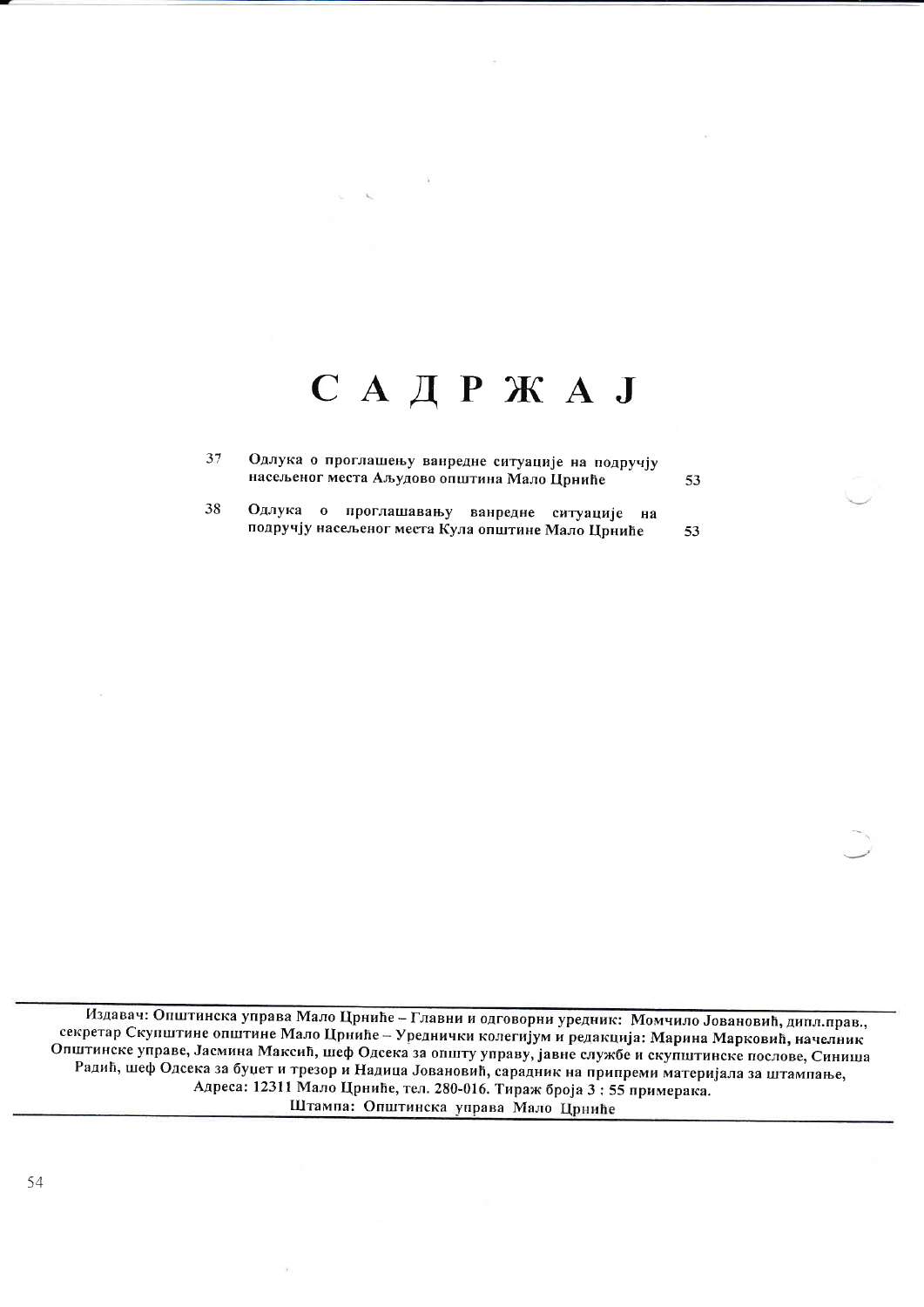# С А Д Р Ж А Ј

| | | |
|---|---|---|
| 37 | Одлука о проглашењу ванредне ситуације на подручју насељеног места Аљудово општина Мало Црниће | 53 |
| 38 | Одлука о проглашавању ванредне ситуације на подручју насељеног места Кула општине Мало Црниће | 53 |

---

Издавач: Општинска управа Мало Црниће – Главни и одговорни уредник: Момчило Јовановић, дипл.прав., секретар Скупштине општине Мало Црниће – Уреднички колегијум и редакција: Марина Марковић, начелник Општинске управе, Јасмина Максић, шеф Одсека за општу управу, јавне службе и скупштинске послове, Синиша Радић, шеф Одсека за буџет и трезор и Надица Јовановић, сарадник на припреми материјала за штампање, Адреса: 12311 Мало Црниће, тел. 280-016. Тираж броја 3 : 55 примерака.

Штампа: Општинска управа Мало Црниће